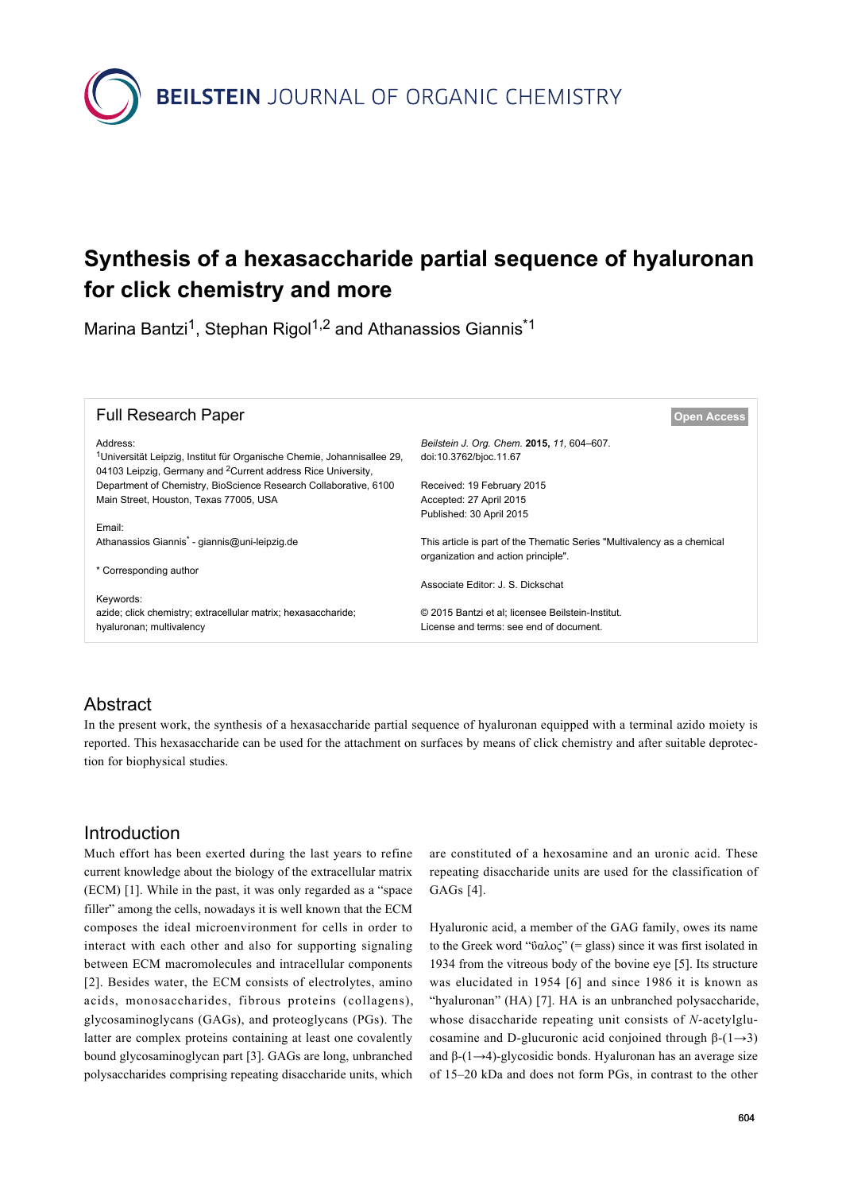# Synthesis of a hexasaccharide partial sequence of hyaluronan for click chemistry and more

Marina Bantzi[1], Stephan Rigol[1,2] and Athanassios Giannis[*1]

## Full Research Paper

**Open Access**

Address:
[1]Universität Leipzig, Institut für Organische Chemie, Johannisallee 29, 04103 Leipzig, Germany and [2]Current address Rice University, Department of Chemistry, BioScience Research Collaborative, 6100 Main Street, Houston, Texas 77005, USA

Email:
Athanassios Giannis[*] - giannis@uni-leipzig.de

\* Corresponding author

Keywords:
azide; click chemistry; extracellular matrix; hexasaccharide; hyaluronan; multivalency

*Beilstein J. Org. Chem.* **2015,** *11,* 604–607.
doi:10.3762/bjoc.11.67

Received: 19 February 2015
Accepted: 27 April 2015
Published: 30 April 2015

This article is part of the Thematic Series "Multivalency as a chemical organization and action principle".

Associate Editor: J. S. Dickschat

© 2015 Bantzi et al; licensee Beilstein-Institut.
License and terms: see end of document.

## Abstract

In the present work, the synthesis of a hexasaccharide partial sequence of hyaluronan equipped with a terminal azido moiety is reported. This hexasaccharide can be used for the attachment on surfaces by means of click chemistry and after suitable deprotection for biophysical studies.

## Introduction

Much effort has been exerted during the last years to refine current knowledge about the biology of the extracellular matrix (ECM) [1]. While in the past, it was only regarded as a "space filler" among the cells, nowadays it is well known that the ECM composes the ideal microenvironment for cells in order to interact with each other and also for supporting signaling between ECM macromolecules and intracellular components [2]. Besides water, the ECM consists of electrolytes, amino acids, monosaccharides, fibrous proteins (collagens), glycosaminoglycans (GAGs), and proteoglycans (PGs). The latter are complex proteins containing at least one covalently bound glycosaminoglycan part [3]. GAGs are long, unbranched polysaccharides comprising repeating disaccharide units, which are constituted of a hexosamine and an uronic acid. These repeating disaccharide units are used for the classification of GAGs [4].

Hyaluronic acid, a member of the GAG family, owes its name to the Greek word "ὕαλος" (= glass) since it was first isolated in 1934 from the vitreous body of the bovine eye [5]. Its structure was elucidated in 1954 [6] and since 1986 it is known as "hyaluronan" (HA) [7]. HA is an unbranched polysaccharide, whose disaccharide repeating unit consists of *N*-acetylglucosamine and D-glucuronic acid conjoined through β-(1→3) and β-(1→4)-glycosidic bonds. Hyaluronan has an average size of 15–20 kDa and does not form PGs, in contrast to the other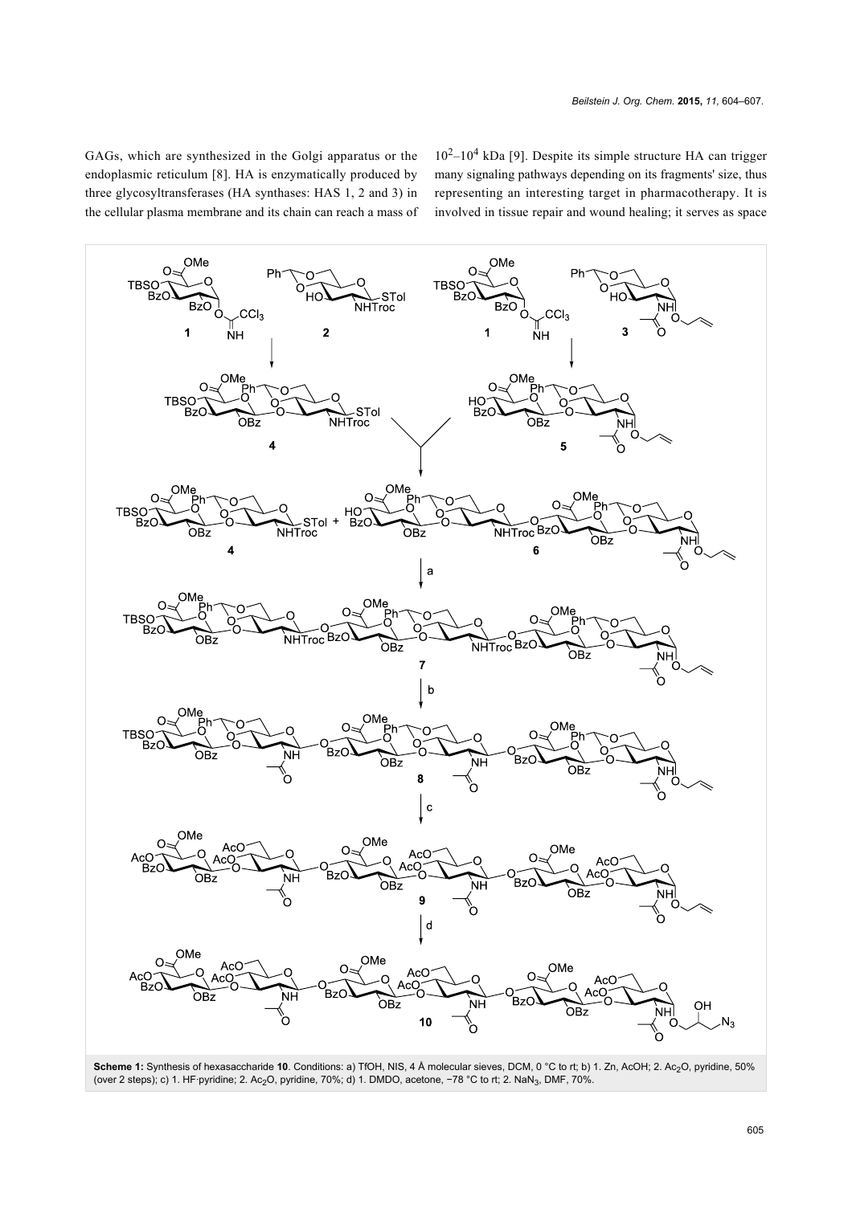GAGs, which are synthesized in the Golgi apparatus or the endoplasmic reticulum [8]. HA is enzymatically produced by three glycosyltransferases (HA synthases: HAS 1, 2 and 3) in the cellular plasma membrane and its chain can reach a mass of $10^2$–$10^4$ kDa [9]. Despite its simple structure HA can trigger many signaling pathways depending on its fragments' size, thus representing an interesting target in pharmacotherapy. It is involved in tissue repair and wound healing; it serves as space

**Scheme 1:** Synthesis of hexasaccharide **10**. Conditions: a) TfOH, NIS, 4 Å molecular sieves, DCM, 0 °C to rt; b) 1. Zn, AcOH; 2. $Ac_2O$, pyridine, 50% (over 2 steps); c) 1. HF·pyridine; 2. $Ac_2O$, pyridine, 70%; d) 1. DMDO, acetone, −78 °C to rt; 2. $NaN_3$, DMF, 70%.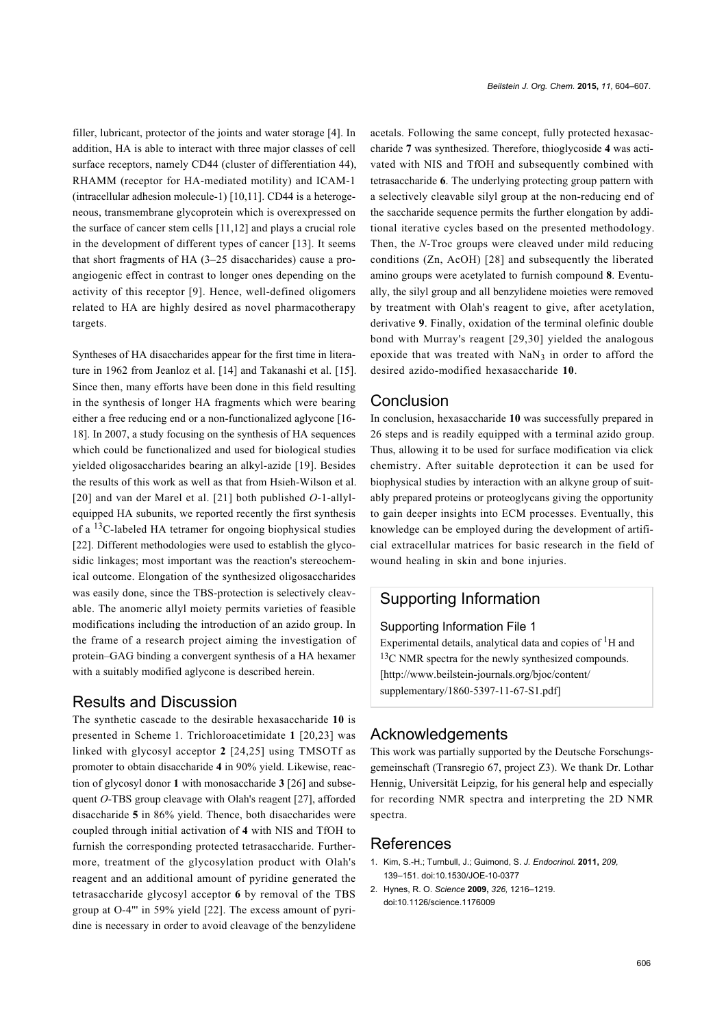filler, lubricant, protector of the joints and water storage [4]. In addition, HA is able to interact with three major classes of cell surface receptors, namely CD44 (cluster of differentiation 44), RHAMM (receptor for HA-mediated motility) and ICAM-1 (intracellular adhesion molecule-1) [10,11]. CD44 is a heterogeneous, transmembrane glycoprotein which is overexpressed on the surface of cancer stem cells [11,12] and plays a crucial role in the development of different types of cancer [13]. It seems that short fragments of HA (3–25 disaccharides) cause a pro-angiogenic effect in contrast to longer ones depending on the activity of this receptor [9]. Hence, well-defined oligomers related to HA are highly desired as novel pharmacotherapy targets.

Syntheses of HA disaccharides appear for the first time in literature in 1962 from Jeanloz et al. [14] and Takanashi et al. [15]. Since then, many efforts have been done in this field resulting in the synthesis of longer HA fragments which were bearing either a free reducing end or a non-functionalized aglycone [16-18]. In 2007, a study focusing on the synthesis of HA sequences which could be functionalized and used for biological studies yielded oligosaccharides bearing an alkyl-azide [19]. Besides the results of this work as well as that from Hsieh-Wilson et al. [20] and van der Marel et al. [21] both published *O*-1-allyl-equipped HA subunits, we reported recently the first synthesis of a $^{13}$C-labeled HA tetramer for ongoing biophysical studies [22]. Different methodologies were used to establish the glycosidic linkages; most important was the reaction's stereochemical outcome. Elongation of the synthesized oligosaccharides was easily done, since the TBS-protection is selectively cleavable. The anomeric allyl moiety permits varieties of feasible modifications including the introduction of an azido group. In the frame of a research project aiming the investigation of protein–GAG binding a convergent synthesis of a HA hexamer with a suitably modified aglycone is described herein.

## Results and Discussion

The synthetic cascade to the desirable hexasaccharide **10** is presented in Scheme 1. Trichloroacetimidate **1** [20,23] was linked with glycosyl acceptor **2** [24,25] using TMSOTf as promoter to obtain disaccharide **4** in 90% yield. Likewise, reaction of glycosyl donor **1** with monosaccharide **3** [26] and subsequent *O*-TBS group cleavage with Olah's reagent [27], afforded disaccharide **5** in 86% yield. Thence, both disaccharides were coupled through initial activation of **4** with NIS and TfOH to furnish the corresponding protected tetrasaccharide. Furthermore, treatment of the glycosylation product with Olah's reagent and an additional amount of pyridine generated the tetrasaccharide glycosyl acceptor **6** by removal of the TBS group at O-4''' in 59% yield [22]. The excess amount of pyridine is necessary in order to avoid cleavage of the benzylidene acetals. Following the same concept, fully protected hexasaccharide **7** was synthesized. Therefore, thioglycoside **4** was activated with NIS and TfOH and subsequently combined with tetrasaccharide **6**. The underlying protecting group pattern with a selectively cleavable silyl group at the non-reducing end of the saccharide sequence permits the further elongation by additional iterative cycles based on the presented methodology. Then, the *N*-Troc groups were cleaved under mild reducing conditions (Zn, AcOH) [28] and subsequently the liberated amino groups were acetylated to furnish compound **8**. Eventually, the silyl group and all benzylidene moieties were removed by treatment with Olah's reagent to give, after acetylation, derivative **9**. Finally, oxidation of the terminal olefinic double bond with Murray's reagent [29,30] yielded the analogous epoxide that was treated with $NaN_3$ in order to afford the desired azido-modified hexasaccharide **10**.

## Conclusion

In conclusion, hexasaccharide **10** was successfully prepared in 26 steps and is readily equipped with a terminal azido group. Thus, allowing it to be used for surface modification via click chemistry. After suitable deprotection it can be used for biophysical studies by interaction with an alkyne group of suitably prepared proteins or proteoglycans giving the opportunity to gain deeper insights into ECM processes. Eventually, this knowledge can be employed during the development of artificial extracellular matrices for basic research in the field of wound healing in skin and bone injuries.

## Supporting Information

### Supporting Information File 1

Experimental details, analytical data and copies of $^{1}$H and $^{13}$C NMR spectra for the newly synthesized compounds.
[http://www.beilstein-journals.org/bjoc/content/supplementary/1860-5397-11-67-S1.pdf]

## Acknowledgements

This work was partially supported by the Deutsche Forschungsgemeinschaft (Transregio 67, project Z3). We thank Dr. Lothar Hennig, Universität Leipzig, for his general help and especially for recording NMR spectra and interpreting the 2D NMR spectra.

## References

1. Kim, S.-H.; Turnbull, J.; Guimond, S. *J. Endocrinol.* **2011,** *209,* 139–151. doi:10.1530/JOE-10-0377
2. Hynes, R. O. *Science* **2009,** *326,* 1216–1219. doi:10.1126/science.1176009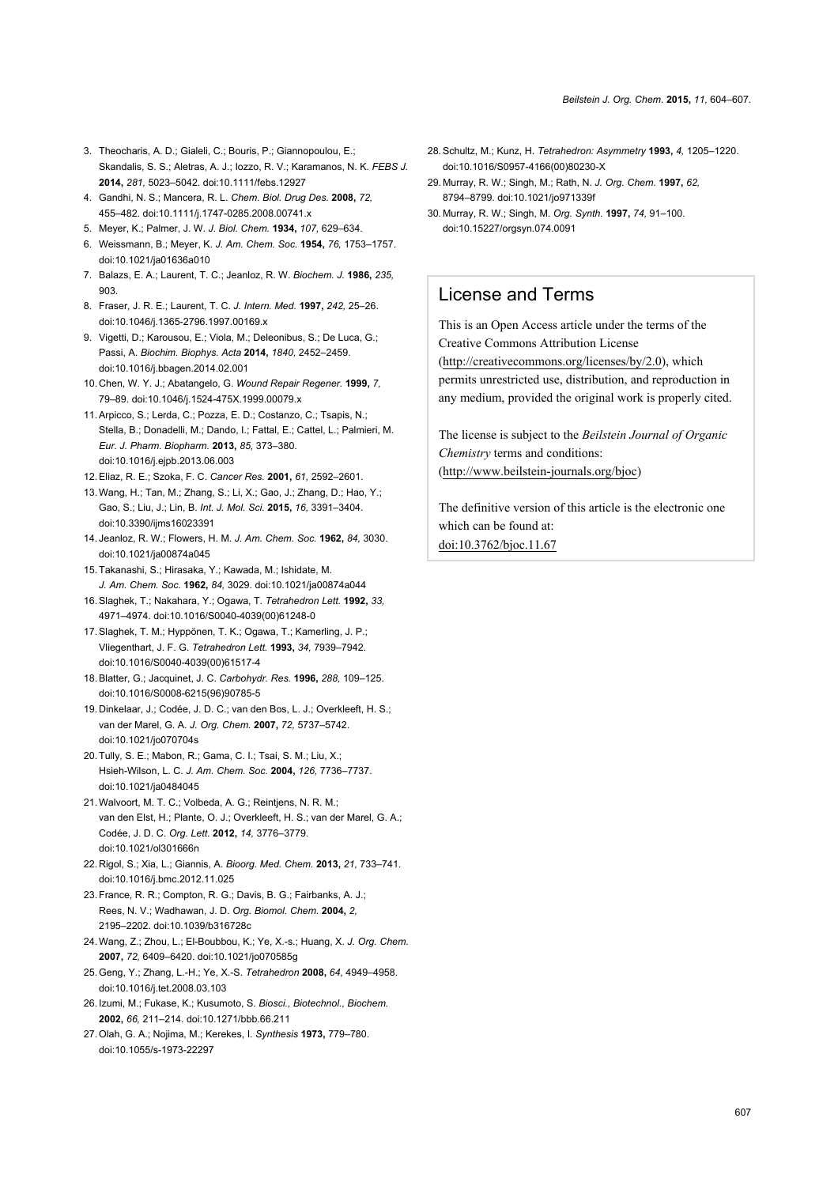3. Theocharis, A. D.; Gialeli, C.; Bouris, P.; Giannopoulou, E.; Skandalis, S. S.; Aletras, A. J.; Iozzo, R. V.; Karamanos, N. K. *FEBS J.* **2014,** *281,* 5023–5042. doi:10.1111/febs.12927
4. Gandhi, N. S.; Mancera, R. L. *Chem. Biol. Drug Des.* **2008,** *72,* 455–482. doi:10.1111/j.1747-0285.2008.00741.x
5. Meyer, K.; Palmer, J. W. *J. Biol. Chem.* **1934,** *107,* 629–634.
6. Weissmann, B.; Meyer, K. *J. Am. Chem. Soc.* **1954,** *76,* 1753–1757. doi:10.1021/ja01636a010
7. Balazs, E. A.; Laurent, T. C.; Jeanloz, R. W. *Biochem. J.* **1986,** *235,* 903.
8. Fraser, J. R. E.; Laurent, T. C. *J. Intern. Med.* **1997,** *242,* 25–26. doi:10.1046/j.1365-2796.1997.00169.x
9. Vigetti, D.; Karousou, E.; Viola, M.; Deleonibus, S.; De Luca, G.; Passi, A. *Biochim. Biophys. Acta* **2014,** *1840,* 2452–2459. doi:10.1016/j.bbagen.2014.02.001
10. Chen, W. Y. J.; Abatangelo, G. *Wound Repair Regener.* **1999,** *7,* 79–89. doi:10.1046/j.1524-475X.1999.00079.x
11. Arpicco, S.; Lerda, C.; Pozza, E. D.; Costanzo, C.; Tsapis, N.; Stella, B.; Donadelli, M.; Dando, I.; Fattal, E.; Cattel, L.; Palmieri, M. *Eur. J. Pharm. Biopharm.* **2013,** *85,* 373–380. doi:10.1016/j.ejpb.2013.06.003
12. Eliaz, R. E.; Szoka, F. C. *Cancer Res.* **2001,** *61,* 2592–2601.
13. Wang, H.; Tan, M.; Zhang, S.; Li, X.; Gao, J.; Zhang, D.; Hao, Y.; Gao, S.; Liu, J.; Lin, B. *Int. J. Mol. Sci.* **2015,** *16,* 3391–3404. doi:10.3390/ijms16023391
14. Jeanloz, R. W.; Flowers, H. M. *J. Am. Chem. Soc.* **1962,** *84,* 3030. doi:10.1021/ja00874a045
15. Takanashi, S.; Hirasaka, Y.; Kawada, M.; Ishidate, M. *J. Am. Chem. Soc.* **1962,** *84,* 3029. doi:10.1021/ja00874a044
16. Slaghek, T.; Nakahara, Y.; Ogawa, T. *Tetrahedron Lett.* **1992,** *33,* 4971–4974. doi:10.1016/S0040-4039(00)61248-0
17. Slaghek, T. M.; Hyppönen, T. K.; Ogawa, T.; Kamerling, J. P.; Vliegenthart, J. F. G. *Tetrahedron Lett.* **1993,** *34,* 7939–7942. doi:10.1016/S0040-4039(00)61517-4
18. Blatter, G.; Jacquinet, J. C. *Carbohydr. Res.* **1996,** *288,* 109–125. doi:10.1016/S0008-6215(96)90785-5
19. Dinkelaar, J.; Codée, J. D. C.; van den Bos, L. J.; Overkleeft, H. S.; van der Marel, G. A. *J. Org. Chem.* **2007,** *72,* 5737–5742. doi:10.1021/jo070704s
20. Tully, S. E.; Mabon, R.; Gama, C. I.; Tsai, S. M.; Liu, X.; Hsieh-Wilson, L. C. *J. Am. Chem. Soc.* **2004,** *126,* 7736–7737. doi:10.1021/ja0484045
21. Walvoort, M. T. C.; Volbeda, A. G.; Reintjens, N. R. M.; van den Elst, H.; Plante, O. J.; Overkleeft, H. S.; van der Marel, G. A.; Codée, J. D. C. *Org. Lett.* **2012,** *14,* 3776–3779. doi:10.1021/ol301666n
22. Rigol, S.; Xia, L.; Giannis, A. *Bioorg. Med. Chem.* **2013,** *21,* 733–741. doi:10.1016/j.bmc.2012.11.025
23. France, R. R.; Compton, R. G.; Davis, B. G.; Fairbanks, A. J.; Rees, N. V.; Wadhawan, J. D. *Org. Biomol. Chem.* **2004,** *2,* 2195–2202. doi:10.1039/b316728c
24. Wang, Z.; Zhou, L.; El-Boubbou, K.; Ye, X.-s.; Huang, X. *J. Org. Chem.* **2007,** *72,* 6409–6420. doi:10.1021/jo070585g
25. Geng, Y.; Zhang, L.-H.; Ye, X.-S. *Tetrahedron* **2008,** *64,* 4949–4958. doi:10.1016/j.tet.2008.03.103
26. Izumi, M.; Fukase, K.; Kusumoto, S. *Biosci., Biotechnol., Biochem.* **2002,** *66,* 211–214. doi:10.1271/bbb.66.211
27. Olah, G. A.; Nojima, M.; Kerekes, I. *Synthesis* **1973,** 779–780. doi:10.1055/s-1973-22297
28. Schultz, M.; Kunz, H. *Tetrahedron: Asymmetry* **1993,** *4,* 1205–1220. doi:10.1016/S0957-4166(00)80230-X
29. Murray, R. W.; Singh, M.; Rath, N. *J. Org. Chem.* **1997,** *62,* 8794–8799. doi:10.1021/jo971339f
30. Murray, R. W.; Singh, M. *Org. Synth.* **1997,** *74,* 91–100. doi:10.15227/orgsyn.074.0091

## License and Terms

This is an Open Access article under the terms of the Creative Commons Attribution License (http://creativecommons.org/licenses/by/2.0), which permits unrestricted use, distribution, and reproduction in any medium, provided the original work is properly cited.

The license is subject to the *Beilstein Journal of Organic Chemistry* terms and conditions: (http://www.beilstein-journals.org/bjoc)

The definitive version of this article is the electronic one which can be found at: doi:10.3762/bjoc.11.67